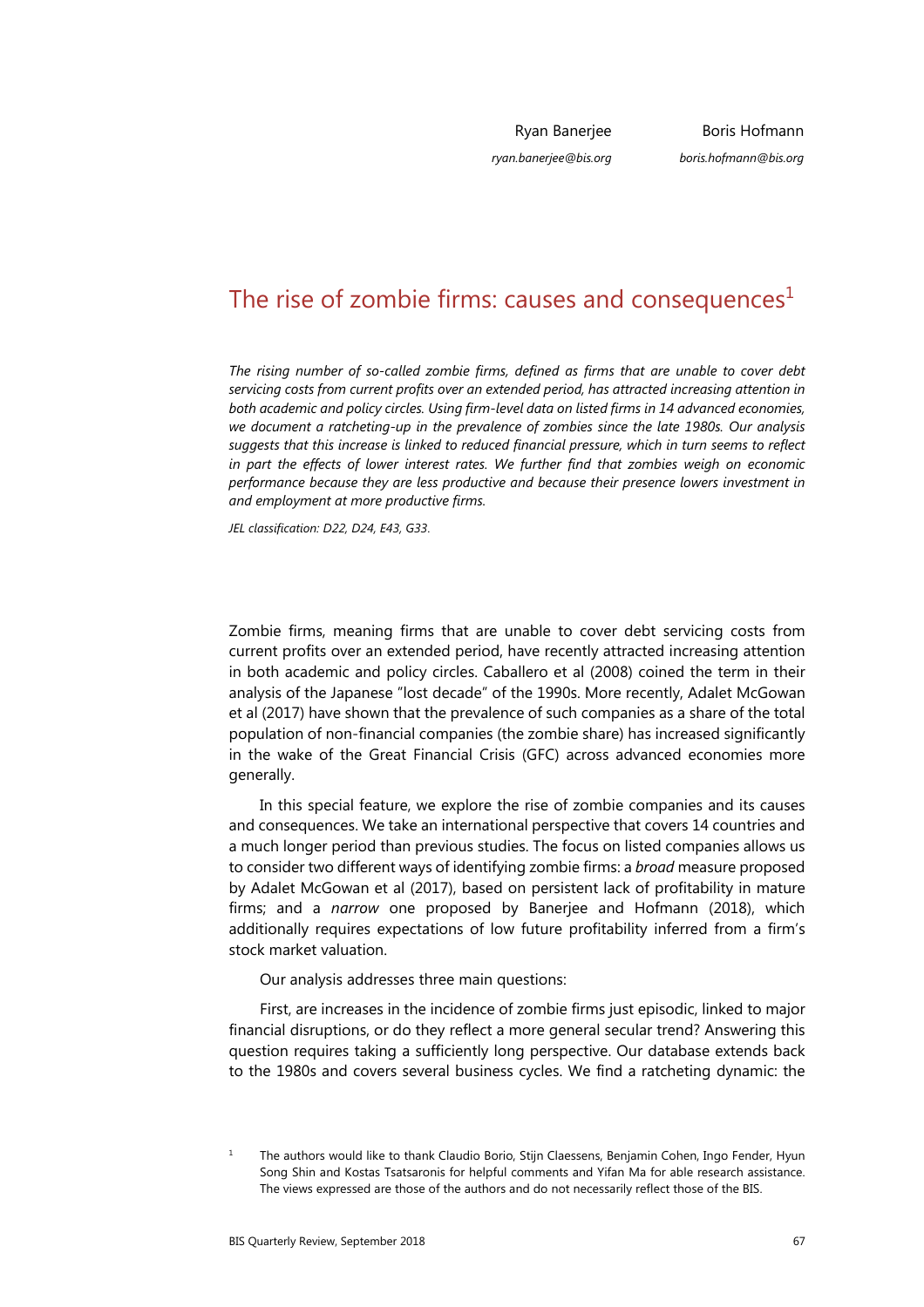Ryan Banerjee
*ryan.banerjee@bis.org*

Boris Hofmann
*boris.hofmann@bis.org*

# The rise of zombie firms: causes and consequences[1]

*The rising number of so-called zombie firms, defined as firms that are unable to cover debt servicing costs from current profits over an extended period, has attracted increasing attention in both academic and policy circles. Using firm-level data on listed firms in 14 advanced economies, we document a ratcheting-up in the prevalence of zombies since the late 1980s. Our analysis suggests that this increase is linked to reduced financial pressure, which in turn seems to reflect in part the effects of lower interest rates. We further find that zombies weigh on economic performance because they are less productive and because their presence lowers investment in and employment at more productive firms.*

*JEL classification: D22, D24, E43, G33.*

Zombie firms, meaning firms that are unable to cover debt servicing costs from current profits over an extended period, have recently attracted increasing attention in both academic and policy circles. Caballero et al (2008) coined the term in their analysis of the Japanese "lost decade" of the 1990s. More recently, Adalet McGowan et al (2017) have shown that the prevalence of such companies as a share of the total population of non-financial companies (the zombie share) has increased significantly in the wake of the Great Financial Crisis (GFC) across advanced economies more generally.

In this special feature, we explore the rise of zombie companies and its causes and consequences. We take an international perspective that covers 14 countries and a much longer period than previous studies. The focus on listed companies allows us to consider two different ways of identifying zombie firms: a *broad* measure proposed by Adalet McGowan et al (2017), based on persistent lack of profitability in mature firms; and a *narrow* one proposed by Banerjee and Hofmann (2018), which additionally requires expectations of low future profitability inferred from a firm's stock market valuation.

Our analysis addresses three main questions:

First, are increases in the incidence of zombie firms just episodic, linked to major financial disruptions, or do they reflect a more general secular trend? Answering this question requires taking a sufficiently long perspective. Our database extends back to the 1980s and covers several business cycles. We find a ratcheting dynamic: the

[1] The authors would like to thank Claudio Borio, Stijn Claessens, Benjamin Cohen, Ingo Fender, Hyun Song Shin and Kostas Tsatsaronis for helpful comments and Yifan Ma for able research assistance. The views expressed are those of the authors and do not necessarily reflect those of the BIS.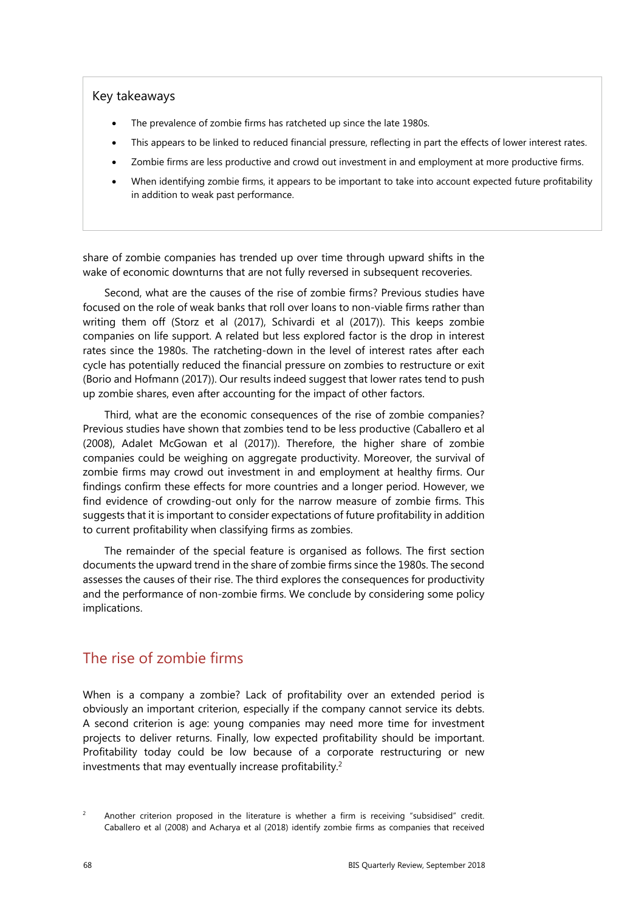Key takeaways

- The prevalence of zombie firms has ratcheted up since the late 1980s.
- This appears to be linked to reduced financial pressure, reflecting in part the effects of lower interest rates.
- Zombie firms are less productive and crowd out investment in and employment at more productive firms.
- When identifying zombie firms, it appears to be important to take into account expected future profitability in addition to weak past performance.

share of zombie companies has trended up over time through upward shifts in the wake of economic downturns that are not fully reversed in subsequent recoveries.

Second, what are the causes of the rise of zombie firms? Previous studies have focused on the role of weak banks that roll over loans to non-viable firms rather than writing them off (Storz et al (2017), Schivardi et al (2017)). This keeps zombie companies on life support. A related but less explored factor is the drop in interest rates since the 1980s. The ratcheting-down in the level of interest rates after each cycle has potentially reduced the financial pressure on zombies to restructure or exit (Borio and Hofmann (2017)). Our results indeed suggest that lower rates tend to push up zombie shares, even after accounting for the impact of other factors.

Third, what are the economic consequences of the rise of zombie companies? Previous studies have shown that zombies tend to be less productive (Caballero et al (2008), Adalet McGowan et al (2017)). Therefore, the higher share of zombie companies could be weighing on aggregate productivity. Moreover, the survival of zombie firms may crowd out investment in and employment at healthy firms. Our findings confirm these effects for more countries and a longer period. However, we find evidence of crowding-out only for the narrow measure of zombie firms. This suggests that it is important to consider expectations of future profitability in addition to current profitability when classifying firms as zombies.

The remainder of the special feature is organised as follows. The first section documents the upward trend in the share of zombie firms since the 1980s. The second assesses the causes of their rise. The third explores the consequences for productivity and the performance of non-zombie firms. We conclude by considering some policy implications.

## The rise of zombie firms

When is a company a zombie? Lack of profitability over an extended period is obviously an important criterion, especially if the company cannot service its debts. A second criterion is age: young companies may need more time for investment projects to deliver returns. Finally, low expected profitability should be important. Profitability today could be low because of a corporate restructuring or new investments that may eventually increase profitability.[2]

[2] Another criterion proposed in the literature is whether a firm is receiving "subsidised" credit. Caballero et al (2008) and Acharya et al (2018) identify zombie firms as companies that received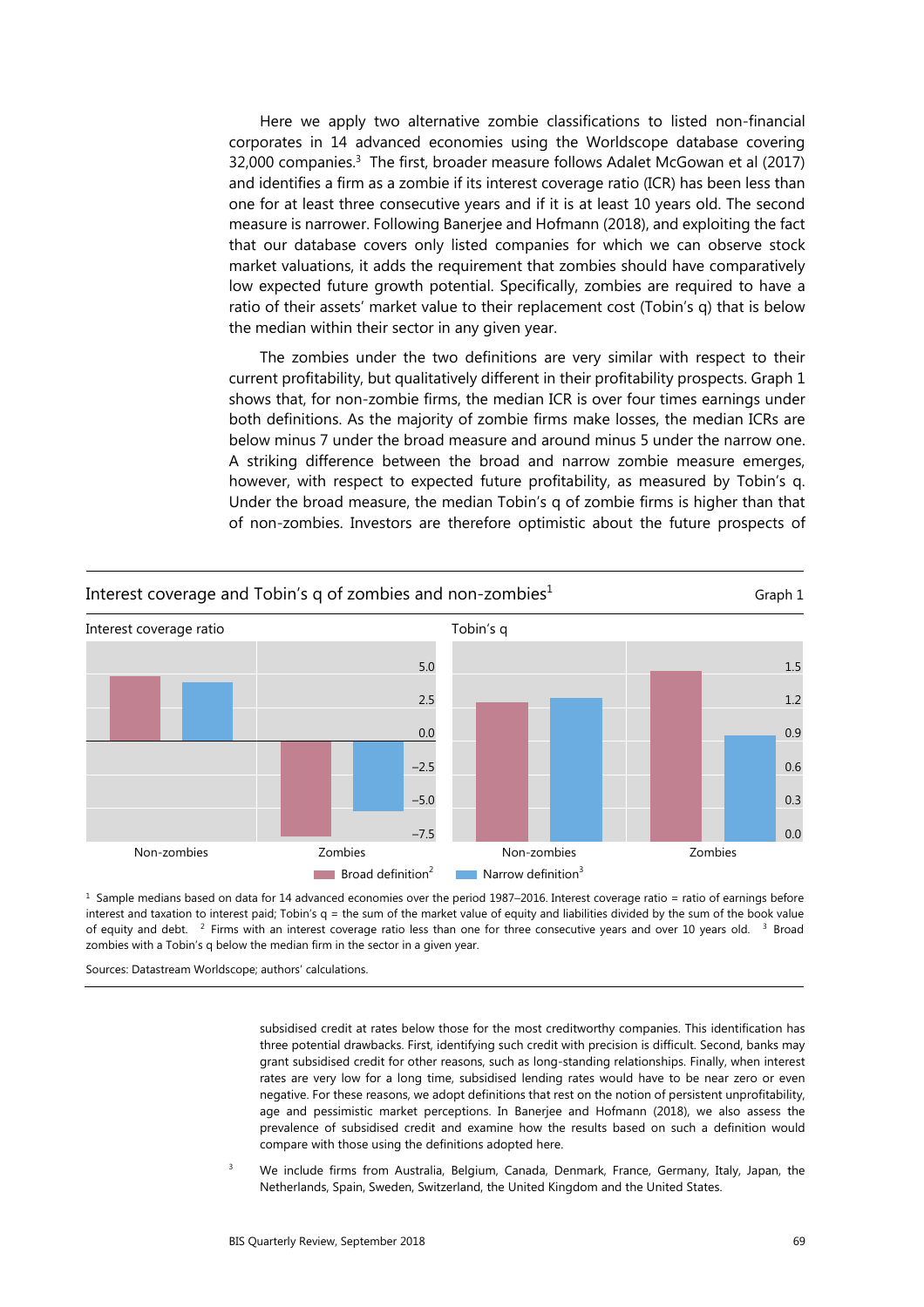Here we apply two alternative zombie classifications to listed non-financial corporates in 14 advanced economies using the Worldscope database covering 32,000 companies.[3] The first, broader measure follows Adalet McGowan et al (2017) and identifies a firm as a zombie if its interest coverage ratio (ICR) has been less than one for at least three consecutive years and if it is at least 10 years old. The second measure is narrower. Following Banerjee and Hofmann (2018), and exploiting the fact that our database covers only listed companies for which we can observe stock market valuations, it adds the requirement that zombies should have comparatively low expected future growth potential. Specifically, zombies are required to have a ratio of their assets' market value to their replacement cost (Tobin's q) that is below the median within their sector in any given year.

The zombies under the two definitions are very similar with respect to their current profitability, but qualitatively different in their profitability prospects. Graph 1 shows that, for non-zombie firms, the median ICR is over four times earnings under both definitions. As the majority of zombie firms make losses, the median ICRs are below minus 7 under the broad measure and around minus 5 under the narrow one. A striking difference between the broad and narrow zombie measure emerges, however, with respect to expected future profitability, as measured by Tobin's q. Under the broad measure, the median Tobin's q of zombie firms is higher than that of non-zombies. Investors are therefore optimistic about the future prospects of

**Interest coverage and Tobin's q of zombies and non-zombies[1]** — Graph 1

Interest coverage ratio | Tobin's q

Non-zombies | Zombies | Non-zombies | Zombies

Broad definition[2] | Narrow definition[3]

[1] Sample medians based on data for 14 advanced economies over the period 1987–2016. Interest coverage ratio = ratio of earnings before interest and taxation to interest paid; Tobin's q = the sum of the market value of equity and liabilities divided by the sum of the book value of equity and debt. [2] Firms with an interest coverage ratio less than one for three consecutive years and over 10 years old. [3] Broad zombies with a Tobin's q below the median firm in the sector in a given year.

Sources: Datastream Worldscope; authors' calculations.

subsidised credit at rates below those for the most creditworthy companies. This identification has three potential drawbacks. First, identifying such credit with precision is difficult. Second, banks may grant subsidised credit for other reasons, such as long-standing relationships. Finally, when interest rates are very low for a long time, subsidised lending rates would have to be near zero or even negative. For these reasons, we adopt definitions that rest on the notion of persistent unprofitability, age and pessimistic market perceptions. In Banerjee and Hofmann (2018), we also assess the prevalence of subsidised credit and examine how the results based on such a definition would compare with those using the definitions adopted here.

[3] We include firms from Australia, Belgium, Canada, Denmark, France, Germany, Italy, Japan, the Netherlands, Spain, Sweden, Switzerland, the United Kingdom and the United States.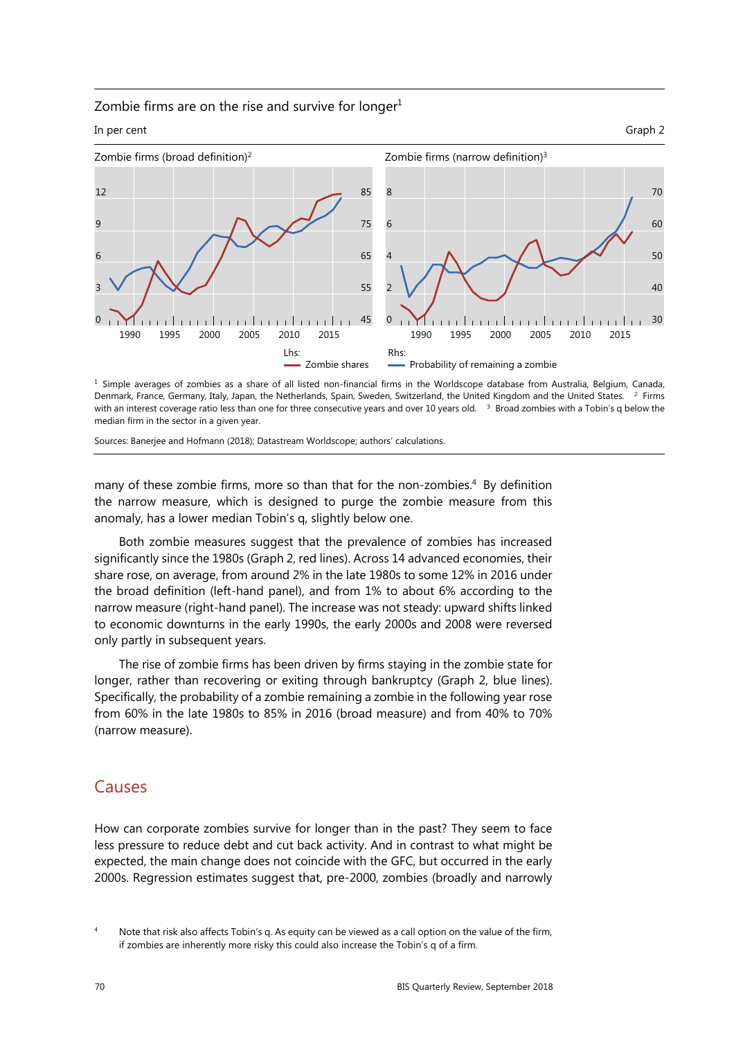Zombie firms are on the rise and survive for longer[1]

In per cent — Graph 2

Zombie firms (broad definition)[2]

Zombie firms (narrow definition)[3]

Lhs: Zombie shares — Rhs: Probability of remaining a zombie

[1] Simple averages of zombies as a share of all listed non-financial firms in the Worldscope database from Australia, Belgium, Canada, Denmark, France, Germany, Italy, Japan, the Netherlands, Spain, Sweden, Switzerland, the United Kingdom and the United States. [2] Firms with an interest coverage ratio less than one for three consecutive years and over 10 years old. [3] Broad zombies with a Tobin's q below the median firm in the sector in a given year.

Sources: Banerjee and Hofmann (2018); Datastream Worldscope; authors' calculations.

many of these zombie firms, more so than that for the non-zombies.[4] By definition the narrow measure, which is designed to purge the zombie measure from this anomaly, has a lower median Tobin's q, slightly below one.

Both zombie measures suggest that the prevalence of zombies has increased significantly since the 1980s (Graph 2, red lines). Across 14 advanced economies, their share rose, on average, from around 2% in the late 1980s to some 12% in 2016 under the broad definition (left-hand panel), and from 1% to about 6% according to the narrow measure (right-hand panel). The increase was not steady: upward shifts linked to economic downturns in the early 1990s, the early 2000s and 2008 were reversed only partly in subsequent years.

The rise of zombie firms has been driven by firms staying in the zombie state for longer, rather than recovering or exiting through bankruptcy (Graph 2, blue lines). Specifically, the probability of a zombie remaining a zombie in the following year rose from 60% in the late 1980s to 85% in 2016 (broad measure) and from 40% to 70% (narrow measure).

## Causes

How can corporate zombies survive for longer than in the past? They seem to face less pressure to reduce debt and cut back activity. And in contrast to what might be expected, the main change does not coincide with the GFC, but occurred in the early 2000s. Regression estimates suggest that, pre-2000, zombies (broadly and narrowly

[4] Note that risk also affects Tobin's q. As equity can be viewed as a call option on the value of the firm, if zombies are inherently more risky this could also increase the Tobin's q of a firm.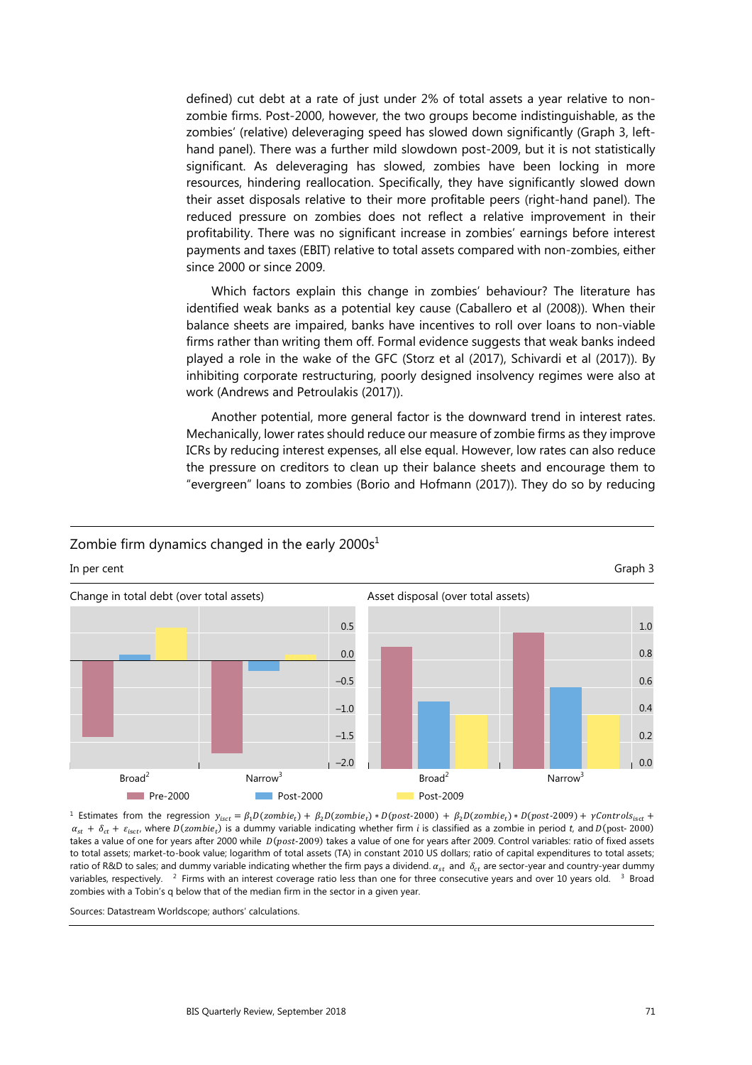defined) cut debt at a rate of just under 2% of total assets a year relative to non-zombie firms. Post-2000, however, the two groups become indistinguishable, as the zombies' (relative) deleveraging speed has slowed down significantly (Graph 3, left-hand panel). There was a further mild slowdown post-2009, but it is not statistically significant. As deleveraging has slowed, zombies have been locking in more resources, hindering reallocation. Specifically, they have significantly slowed down their asset disposals relative to their more profitable peers (right-hand panel). The reduced pressure on zombies does not reflect a relative improvement in their profitability. There was no significant increase in zombies' earnings before interest payments and taxes (EBIT) relative to total assets compared with non-zombies, either since 2000 or since 2009.

Which factors explain this change in zombies' behaviour? The literature has identified weak banks as a potential key cause (Caballero et al (2008)). When their balance sheets are impaired, banks have incentives to roll over loans to non-viable firms rather than writing them off. Formal evidence suggests that weak banks indeed played a role in the wake of the GFC (Storz et al (2017), Schivardi et al (2017)). By inhibiting corporate restructuring, poorly designed insolvency regimes were also at work (Andrews and Petroulakis (2017)).

Another potential, more general factor is the downward trend in interest rates. Mechanically, lower rates should reduce our measure of zombie firms as they improve ICRs by reducing interest expenses, all else equal. However, low rates can also reduce the pressure on creditors to clean up their balance sheets and encourage them to "evergreen" loans to zombies (Borio and Hofmann (2017)). They do so by reducing

## Zombie firm dynamics changed in the early 2000s[1]

In per cent

Graph 3

Change in total debt (over total assets)

Asset disposal (over total assets)

Broad[2] | Narrow[3]

Pre-2000 | Post-2000 | Post-2009

[1] Estimates from the regression $y_{isct} = \beta_1 D(zombie_t) + \beta_2 D(zombie_t) * D(post\text{-}2000) + \beta_2 D(zombie_t) * D(post\text{-}2009) + \gamma Controls_{isct} + \alpha_{st} + \delta_{ct} + \varepsilon_{isct}$, where $D(zombie_t)$ is a dummy variable indicating whether firm $i$ is classified as a zombie in period $t$, and $D$(post- 2000) takes a value of one for years after 2000 while $D(post\text{-}2009)$ takes a value of one for years after 2009. Control variables: ratio of fixed assets to total assets; market-to-book value; logarithm of total assets (TA) in constant 2010 US dollars; ratio of capital expenditures to total assets; ratio of R&D to sales; and dummy variable indicating whether the firm pays a dividend. $\alpha_{st}$ and $\delta_{ct}$ are sector-year and country-year dummy variables, respectively. [2] Firms with an interest coverage ratio less than one for three consecutive years and over 10 years old. [3] Broad zombies with a Tobin's q below that of the median firm in the sector in a given year.

Sources: Datastream Worldscope; authors' calculations.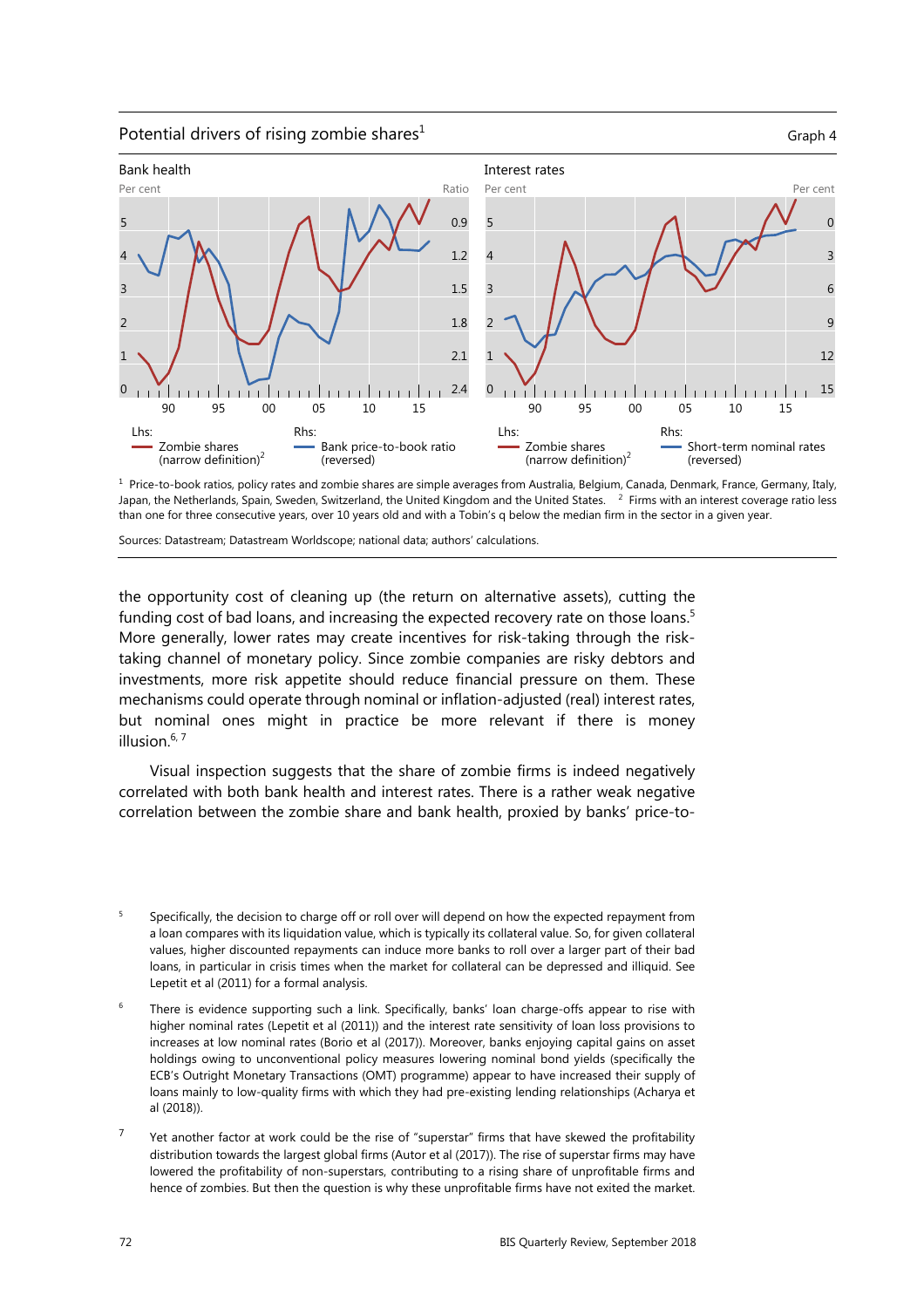Potential drivers of rising zombie shares[1]

Graph 4

Bank health

Interest rates

Lhs: Zombie shares (narrow definition)[2] — Rhs: Bank price-to-book ratio (reversed)

Lhs: Zombie shares (narrow definition)[2] — Rhs: Short-term nominal rates (reversed)

[1] Price-to-book ratios, policy rates and zombie shares are simple averages from Australia, Belgium, Canada, Denmark, France, Germany, Italy, Japan, the Netherlands, Spain, Sweden, Switzerland, the United Kingdom and the United States. [2] Firms with an interest coverage ratio less than one for three consecutive years, over 10 years old and with a Tobin's q below the median firm in the sector in a given year.

Sources: Datastream; Datastream Worldscope; national data; authors' calculations.

the opportunity cost of cleaning up (the return on alternative assets), cutting the funding cost of bad loans, and increasing the expected recovery rate on those loans.[5] More generally, lower rates may create incentives for risk-taking through the risk-taking channel of monetary policy. Since zombie companies are risky debtors and investments, more risk appetite should reduce financial pressure on them. These mechanisms could operate through nominal or inflation-adjusted (real) interest rates, but nominal ones might in practice be more relevant if there is money illusion.[6, 7]

Visual inspection suggests that the share of zombie firms is indeed negatively correlated with both bank health and interest rates. There is a rather weak negative correlation between the zombie share and bank health, proxied by banks' price-to-

[5] Specifically, the decision to charge off or roll over will depend on how the expected repayment from a loan compares with its liquidation value, which is typically its collateral value. So, for given collateral values, higher discounted repayments can induce more banks to roll over a larger part of their bad loans, in particular in crisis times when the market for collateral can be depressed and illiquid. See Lepetit et al (2011) for a formal analysis.

[6] There is evidence supporting such a link. Specifically, banks' loan charge-offs appear to rise with higher nominal rates (Lepetit et al (2011)) and the interest rate sensitivity of loan loss provisions to increases at low nominal rates (Borio et al (2017)). Moreover, banks enjoying capital gains on asset holdings owing to unconventional policy measures lowering nominal bond yields (specifically the ECB's Outright Monetary Transactions (OMT) programme) appear to have increased their supply of loans mainly to low-quality firms with which they had pre-existing lending relationships (Acharya et al (2018)).

[7] Yet another factor at work could be the rise of "superstar" firms that have skewed the profitability distribution towards the largest global firms (Autor et al (2017)). The rise of superstar firms may have lowered the profitability of non-superstars, contributing to a rising share of unprofitable firms and hence of zombies. But then the question is why these unprofitable firms have not exited the market.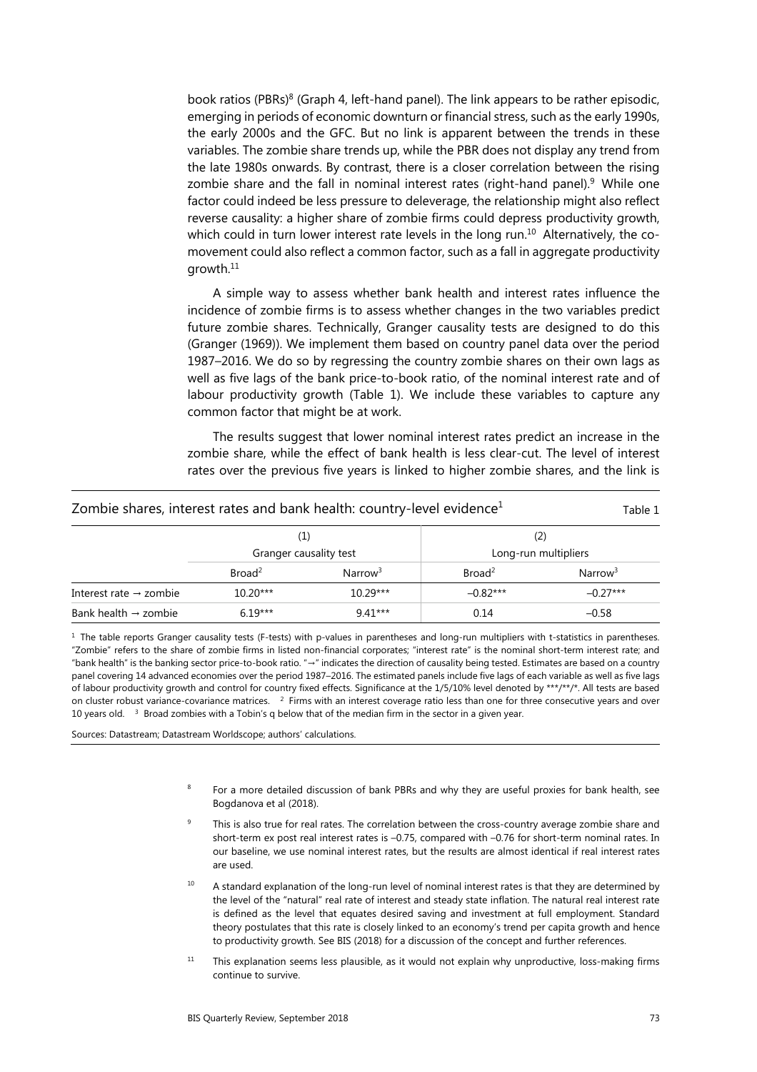book ratios (PBRs)[8] (Graph 4, left-hand panel). The link appears to be rather episodic, emerging in periods of economic downturn or financial stress, such as the early 1990s, the early 2000s and the GFC. But no link is apparent between the trends in these variables. The zombie share trends up, while the PBR does not display any trend from the late 1980s onwards. By contrast, there is a closer correlation between the rising zombie share and the fall in nominal interest rates (right-hand panel).[9] While one factor could indeed be less pressure to deleverage, the relationship might also reflect reverse causality: a higher share of zombie firms could depress productivity growth, which could in turn lower interest rate levels in the long run.[10] Alternatively, the co-movement could also reflect a common factor, such as a fall in aggregate productivity growth.[11]

A simple way to assess whether bank health and interest rates influence the incidence of zombie firms is to assess whether changes in the two variables predict future zombie shares. Technically, Granger causality tests are designed to do this (Granger (1969)). We implement them based on country panel data over the period 1987–2016. We do so by regressing the country zombie shares on their own lags as well as five lags of the bank price-to-book ratio, of the nominal interest rate and of labour productivity growth (Table 1). We include these variables to capture any common factor that might be at work.

The results suggest that lower nominal interest rates predict an increase in the zombie share, while the effect of bank health is less clear-cut. The level of interest rates over the previous five years is linked to higher zombie shares, and the link is

**Zombie shares, interest rates and bank health: country-level evidence[1]** — Table 1

| | (1) Granger causality test | | (2) Long-run multipliers | |
|---|---|---|---|---|
| | Broad[2] | Narrow[3] | Broad[2] | Narrow[3] |
| Interest rate → zombie | 10.20*** | 10.29*** | –0.82*** | –0.27*** |
| Bank health → zombie | 6.19*** | 9.41*** | 0.14 | –0.58 |

[1] The table reports Granger causality tests (F-tests) with p-values in parentheses and long-run multipliers with t-statistics in parentheses. "Zombie" refers to the share of zombie firms in listed non-financial corporates; "interest rate" is the nominal short-term interest rate; and "bank health" is the banking sector price-to-book ratio. "→" indicates the direction of causality being tested. Estimates are based on a country panel covering 14 advanced economies over the period 1987–2016. The estimated panels include five lags of each variable as well as five lags of labour productivity growth and control for country fixed effects. Significance at the 1/5/10% level denoted by ***/**/*. All tests are based on cluster robust variance-covariance matrices. [2] Firms with an interest coverage ratio less than one for three consecutive years and over 10 years old. [3] Broad zombies with a Tobin's q below that of the median firm in the sector in a given year.

Sources: Datastream; Datastream Worldscope; authors' calculations.

[8] For a more detailed discussion of bank PBRs and why they are useful proxies for bank health, see Bogdanova et al (2018).

[9] This is also true for real rates. The correlation between the cross-country average zombie share and short-term ex post real interest rates is –0.75, compared with –0.76 for short-term nominal rates. In our baseline, we use nominal interest rates, but the results are almost identical if real interest rates are used.

[10] A standard explanation of the long-run level of nominal interest rates is that they are determined by the level of the "natural" real rate of interest and steady state inflation. The natural real interest rate is defined as the level that equates desired saving and investment at full employment. Standard theory postulates that this rate is closely linked to an economy's trend per capita growth and hence to productivity growth. See BIS (2018) for a discussion of the concept and further references.

[11] This explanation seems less plausible, as it would not explain why unproductive, loss-making firms continue to survive.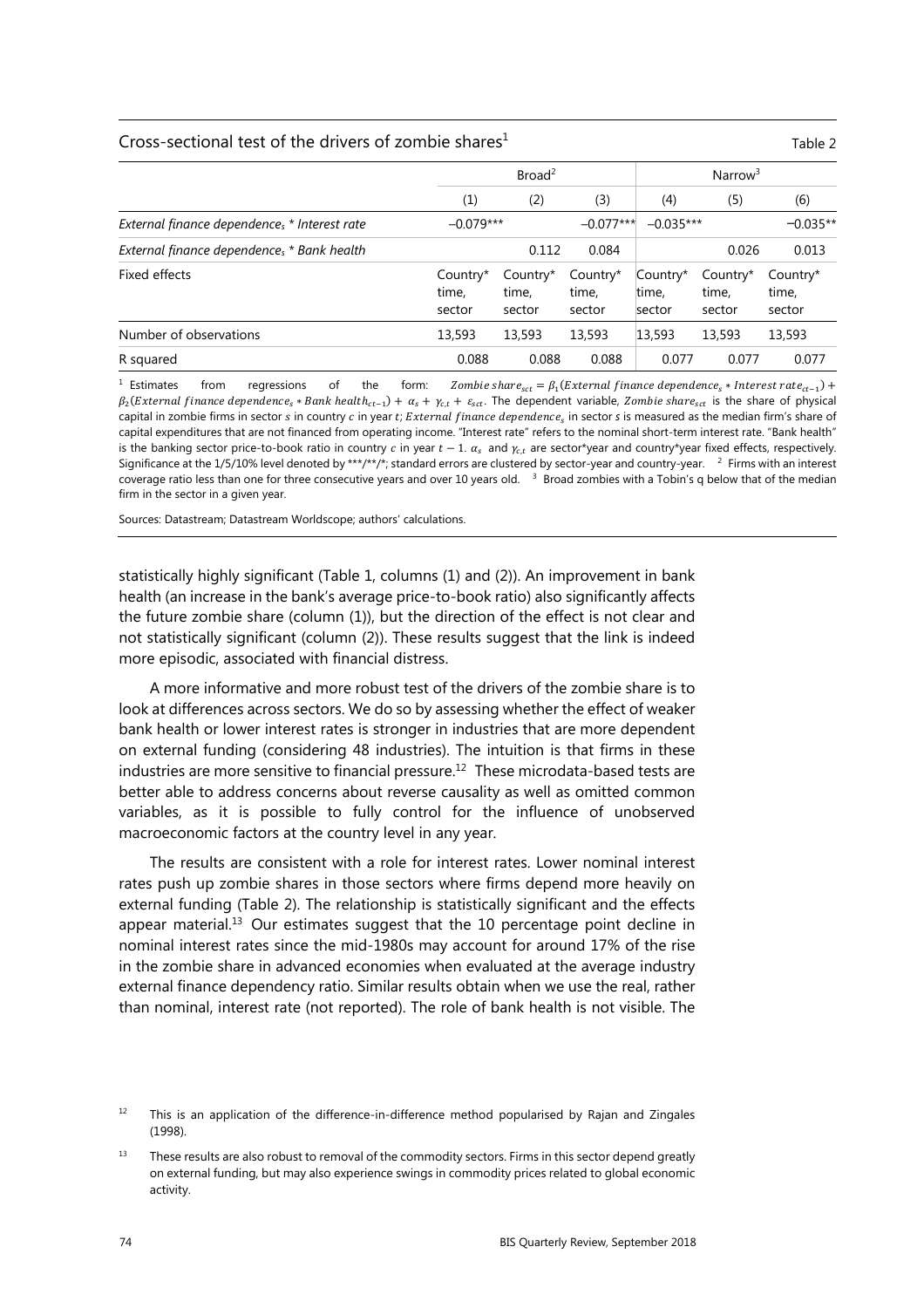Cross-sectional test of the drivers of zombie shares[1] — Table 2

| | Broad[2] | | | Narrow[3] | | |
|---|---|---|---|---|---|---|
| | (1) | (2) | (3) | (4) | (5) | (6) |
| *External finance dependence$_s$ * Interest rate* | –0.079*** | | –0.077*** | –0.035*** | | –0.035** |
| *External finance dependence$_s$ * Bank health* | | 0.112 | 0.084 | | 0.026 | 0.013 |
| Fixed effects | Country* time, sector | Country* time, sector | Country* time, sector | Country* time, sector | Country* time, sector | Country* time, sector |
| Number of observations | 13,593 | 13,593 | 13,593 | 13,593 | 13,593 | 13,593 |
| R squared | 0.088 | 0.088 | 0.088 | 0.077 | 0.077 | 0.077 |

[1] Estimates from regressions of the form: $Zombie\ share_{sct} = \beta_1(External\ finance\ dependence_s * Interest\ rate_{ct-1}) + \beta_2(External\ finance\ dependence_s * Bank\ health_{ct-1}) + \alpha_s + \gamma_{c,t} + \varepsilon_{sct}$. The dependent variable, $Zombie\ share_{sct}$ is the share of physical capital in zombie firms in sector $s$ in country $c$ in year $t$; $External\ finance\ dependence_s$ in sector $s$ is measured as the median firm's share of capital expenditures that are not financed from operating income. "Interest rate" refers to the nominal short-term interest rate. "Bank health" is the banking sector price-to-book ratio in country $c$ in year $t-1$. $\alpha_s$ and $\gamma_{c,t}$ are sector*year and country*year fixed effects, respectively. Significance at the 1/5/10% level denoted by ***/**/*; standard errors are clustered by sector-year and country-year. [2] Firms with an interest coverage ratio less than one for three consecutive years and over 10 years old. [3] Broad zombies with a Tobin's q below that of the median firm in the sector in a given year.

Sources: Datastream; Datastream Worldscope; authors' calculations.

statistically highly significant (Table 1, columns (1) and (2)). An improvement in bank health (an increase in the bank's average price-to-book ratio) also significantly affects the future zombie share (column (1)), but the direction of the effect is not clear and not statistically significant (column (2)). These results suggest that the link is indeed more episodic, associated with financial distress.

A more informative and more robust test of the drivers of the zombie share is to look at differences across sectors. We do so by assessing whether the effect of weaker bank health or lower interest rates is stronger in industries that are more dependent on external funding (considering 48 industries). The intuition is that firms in these industries are more sensitive to financial pressure.[12] These microdata-based tests are better able to address concerns about reverse causality as well as omitted common variables, as it is possible to fully control for the influence of unobserved macroeconomic factors at the country level in any year.

The results are consistent with a role for interest rates. Lower nominal interest rates push up zombie shares in those sectors where firms depend more heavily on external funding (Table 2). The relationship is statistically significant and the effects appear material.[13] Our estimates suggest that the 10 percentage point decline in nominal interest rates since the mid-1980s may account for around 17% of the rise in the zombie share in advanced economies when evaluated at the average industry external finance dependency ratio. Similar results obtain when we use the real, rather than nominal, interest rate (not reported). The role of bank health is not visible. The

[12] This is an application of the difference-in-difference method popularised by Rajan and Zingales (1998).

[13] These results are also robust to removal of the commodity sectors. Firms in this sector depend greatly on external funding, but may also experience swings in commodity prices related to global economic activity.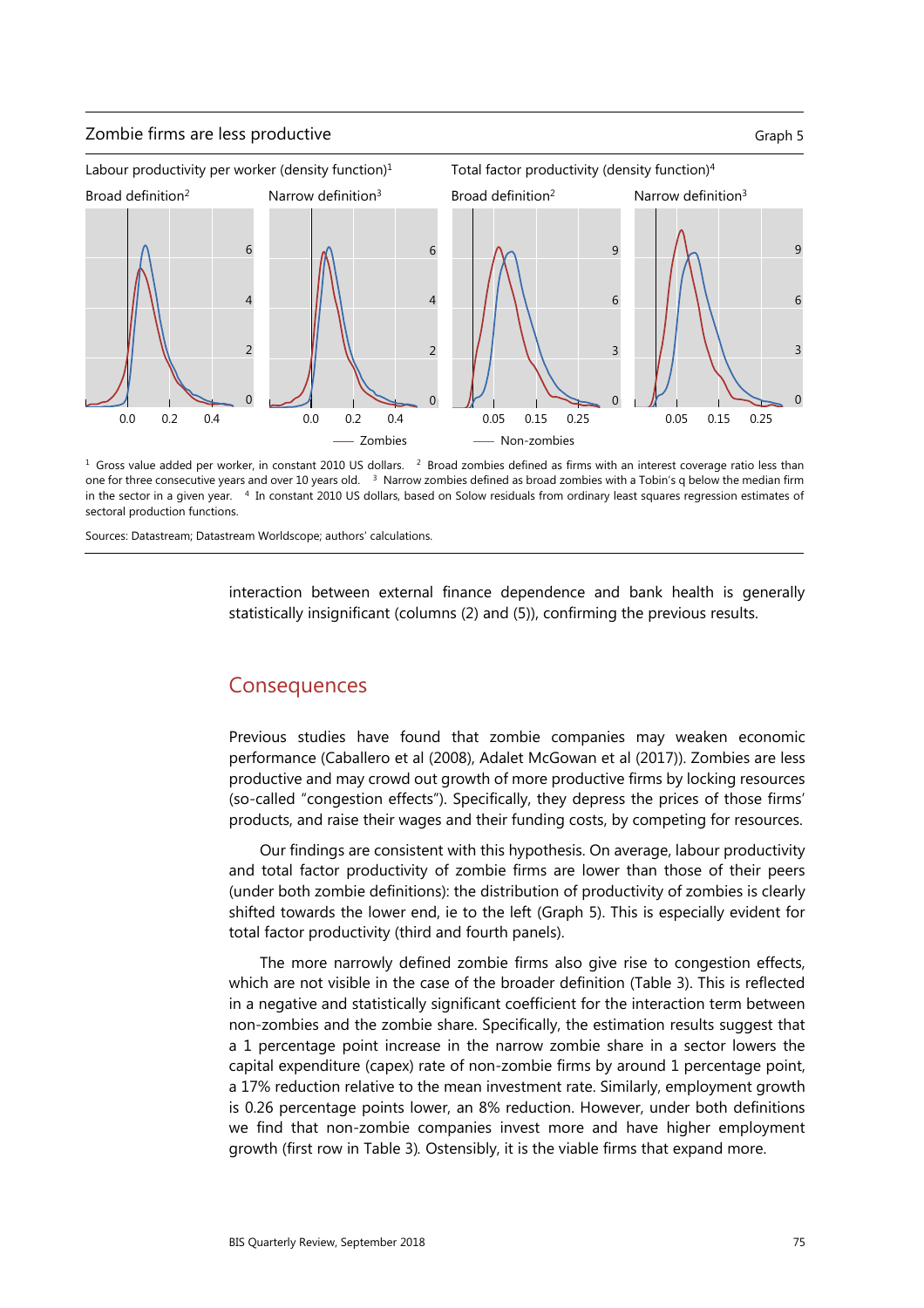Zombie firms are less productive

Graph 5

Labour productivity per worker (density function)[1] — Broad definition[2]; Narrow definition[3]

Total factor productivity (density function)[4] — Broad definition[2]; Narrow definition[3]

—— Zombies —— Non-zombies

[1] Gross value added per worker, in constant 2010 US dollars. [2] Broad zombies defined as firms with an interest coverage ratio less than one for three consecutive years and over 10 years old. [3] Narrow zombies defined as broad zombies with a Tobin's q below the median firm in the sector in a given year. [4] In constant 2010 US dollars, based on Solow residuals from ordinary least squares regression estimates of sectoral production functions.

Sources: Datastream; Datastream Worldscope; authors' calculations.

interaction between external finance dependence and bank health is generally statistically insignificant (columns (2) and (5)), confirming the previous results.

## Consequences

Previous studies have found that zombie companies may weaken economic performance (Caballero et al (2008), Adalet McGowan et al (2017)). Zombies are less productive and may crowd out growth of more productive firms by locking resources (so-called "congestion effects"). Specifically, they depress the prices of those firms' products, and raise their wages and their funding costs, by competing for resources.

Our findings are consistent with this hypothesis. On average, labour productivity and total factor productivity of zombie firms are lower than those of their peers (under both zombie definitions): the distribution of productivity of zombies is clearly shifted towards the lower end, ie to the left (Graph 5). This is especially evident for total factor productivity (third and fourth panels).

The more narrowly defined zombie firms also give rise to congestion effects, which are not visible in the case of the broader definition (Table 3). This is reflected in a negative and statistically significant coefficient for the interaction term between non-zombies and the zombie share. Specifically, the estimation results suggest that a 1 percentage point increase in the narrow zombie share in a sector lowers the capital expenditure (capex) rate of non-zombie firms by around 1 percentage point, a 17% reduction relative to the mean investment rate. Similarly, employment growth is 0.26 percentage points lower, an 8% reduction. However, under both definitions we find that non-zombie companies invest more and have higher employment growth (first row in Table 3). Ostensibly, it is the viable firms that expand more.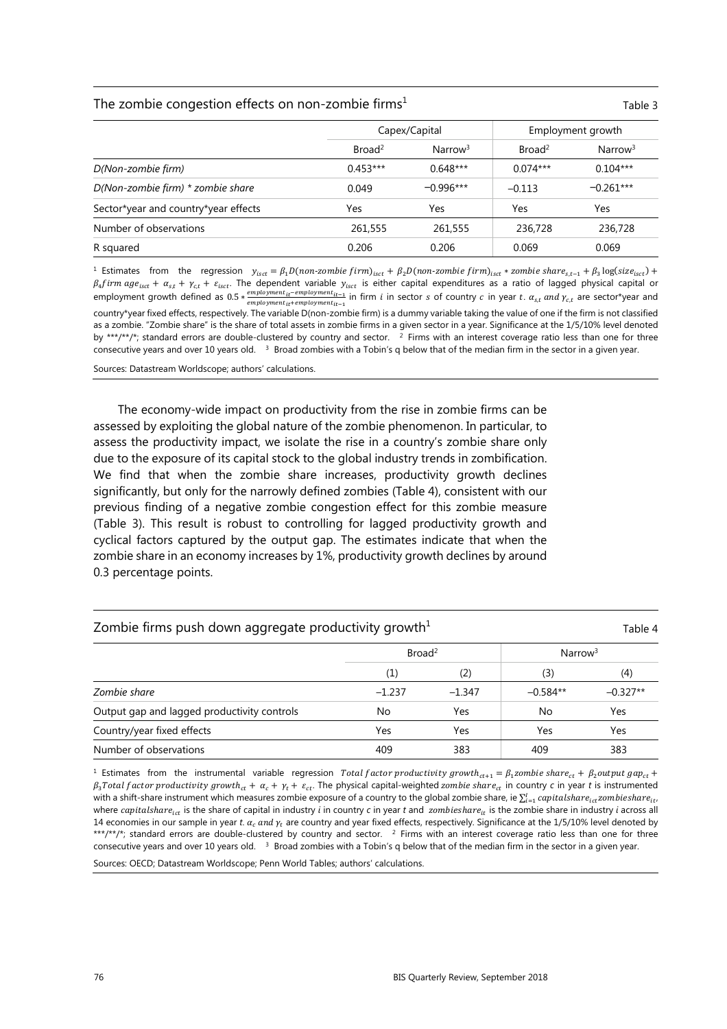## The zombie congestion effects on non-zombie firms[1]

Table 3

| | Capex/Capital | | Employment growth | |
|---|---|---|---|---|
| | Broad[2] | Narrow[3] | Broad[2] | Narrow[3] |
| *D(Non-zombie firm)* | 0.453*** | 0.648*** | 0.074*** | 0.104*** |
| *D(Non-zombie firm) * zombie share* | 0.049 | −0.996*** | −0.113 | −0.261*** |
| Sector*year and country*year effects | Yes | Yes | Yes | Yes |
| Number of observations | 261,555 | 261,555 | 236,728 | 236,728 |
| R squared | 0.206 | 0.206 | 0.069 | 0.069 |

[1] Estimates from the regression $y_{isct} = \beta_1 D(non\text{-}zombie\ firm)_{isct} + \beta_2 D(non\text{-}zombie\ firm)_{isct} * zombie\ share_{s,t-1} + \beta_3 \log(size_{isct}) + \beta_4 firm\ age_{isct} + \alpha_{s,t} + \gamma_{c,t} + \varepsilon_{isct}$. The dependent variable $y_{isct}$ is either capital expenditures as a ratio of lagged physical capital or employment growth defined as $0.5 * \frac{employment_{it} - employment_{it-1}}{employment_{it} + employment_{it-1}}$ in firm $i$ in sector $s$ of country $c$ in year $t$. $\alpha_{s,t}$ and $\gamma_{c,t}$ are sector*year and country*year fixed effects, respectively. The variable D(non-zombie firm) is a dummy variable taking the value of one if the firm is not classified as a zombie. "Zombie share" is the share of total assets in zombie firms in a given sector in a year. Significance at the 1/5/10% level denoted by ***/**/*; standard errors are double-clustered by country and sector. [2] Firms with an interest coverage ratio less than one for three consecutive years and over 10 years old. [3] Broad zombies with a Tobin's q below that of the median firm in the sector in a given year.

Sources: Datastream Worldscope; authors' calculations.

The economy-wide impact on productivity from the rise in zombie firms can be assessed by exploiting the global nature of the zombie phenomenon. In particular, to assess the productivity impact, we isolate the rise in a country's zombie share only due to the exposure of its capital stock to the global industry trends in zombification. We find that when the zombie share increases, productivity growth declines significantly, but only for the narrowly defined zombies (Table 4), consistent with our previous finding of a negative zombie congestion effect for this zombie measure (Table 3). This result is robust to controlling for lagged productivity growth and cyclical factors captured by the output gap. The estimates indicate that when the zombie share in an economy increases by 1%, productivity growth declines by around 0.3 percentage points.

## Zombie firms push down aggregate productivity growth[1]

Table 4

| | Broad[2] | | Narrow[3] | |
|---|---|---|---|---|
| | (1) | (2) | (3) | (4) |
| *Zombie share* | −1.237 | −1.347 | −0.584** | −0.327** |
| Output gap and lagged productivity controls | No | Yes | No | Yes |
| Country/year fixed effects | Yes | Yes | Yes | Yes |
| Number of observations | 409 | 383 | 409 | 383 |

[1] Estimates from the instrumental variable regression $Total\ factor\ productivity\ growth_{ct+1} = \beta_1 zombie\ share_{ct} + \beta_2 output\ gap_{ct} + \beta_3 Total\ factor\ productivity\ growth_{ct} + \alpha_c + \gamma_t + \varepsilon_{ct}$. The physical capital-weighted $zombie\ share_{ct}$ in country $c$ in year $t$ is instrumented with a shift-share instrument which measures zombie exposure of a country to the global zombie share, ie $\sum_{i=1}^{I} capitalshare_{ict} zombieshare_{it}$, where $capitalshare_{ict}$ is the share of capital in industry $i$ in country $c$ in year $t$ and $zombieshare_{it}$ is the zombie share in industry $i$ across all 14 economies in our sample in year $t$. $\alpha_c$ and $\gamma_t$ are country and year fixed effects, respectively. Significance at the 1/5/10% level denoted by ***/**/*; standard errors are double-clustered by country and sector. [2] Firms with an interest coverage ratio less than one for three consecutive years and over 10 years old. [3] Broad zombies with a Tobin's q below that of the median firm in the sector in a given year.

Sources: OECD; Datastream Worldscope; Penn World Tables; authors' calculations.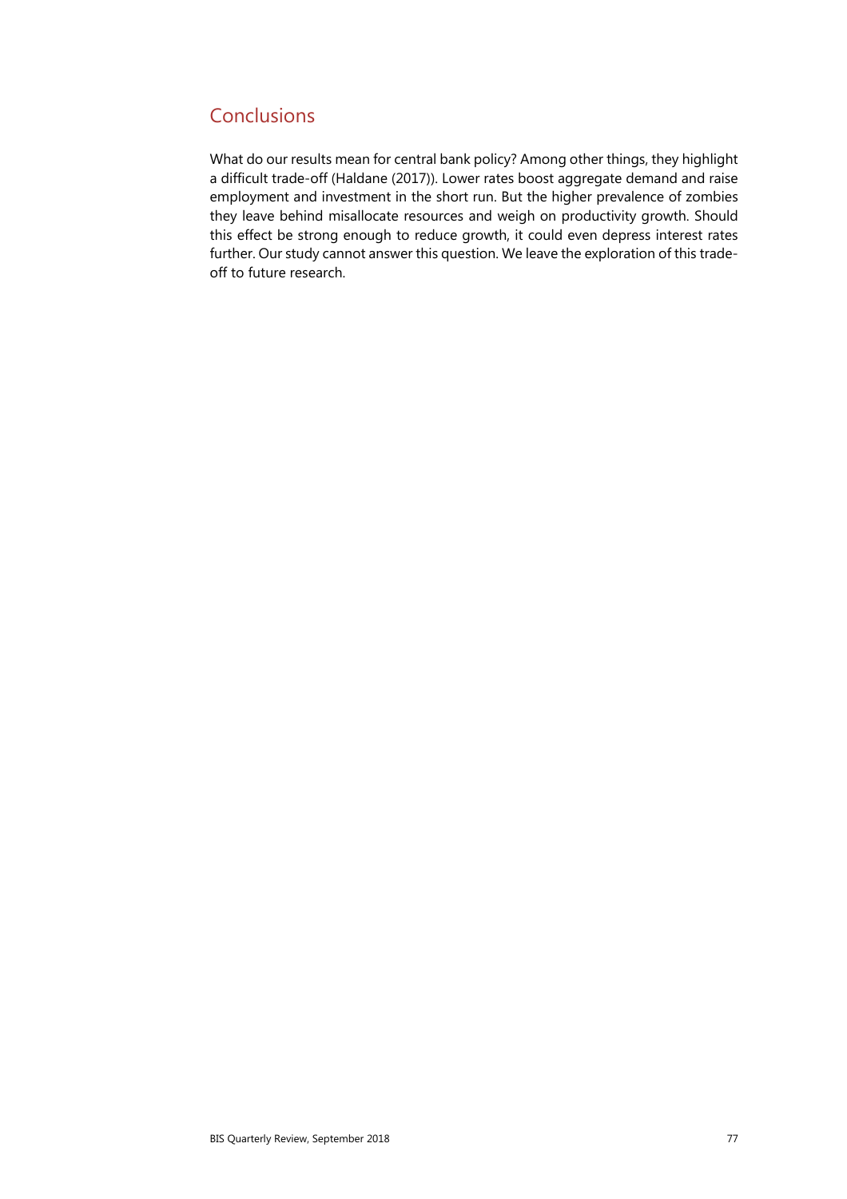## Conclusions

What do our results mean for central bank policy? Among other things, they highlight a difficult trade-off (Haldane (2017)). Lower rates boost aggregate demand and raise employment and investment in the short run. But the higher prevalence of zombies they leave behind misallocate resources and weigh on productivity growth. Should this effect be strong enough to reduce growth, it could even depress interest rates further. Our study cannot answer this question. We leave the exploration of this trade-off to future research.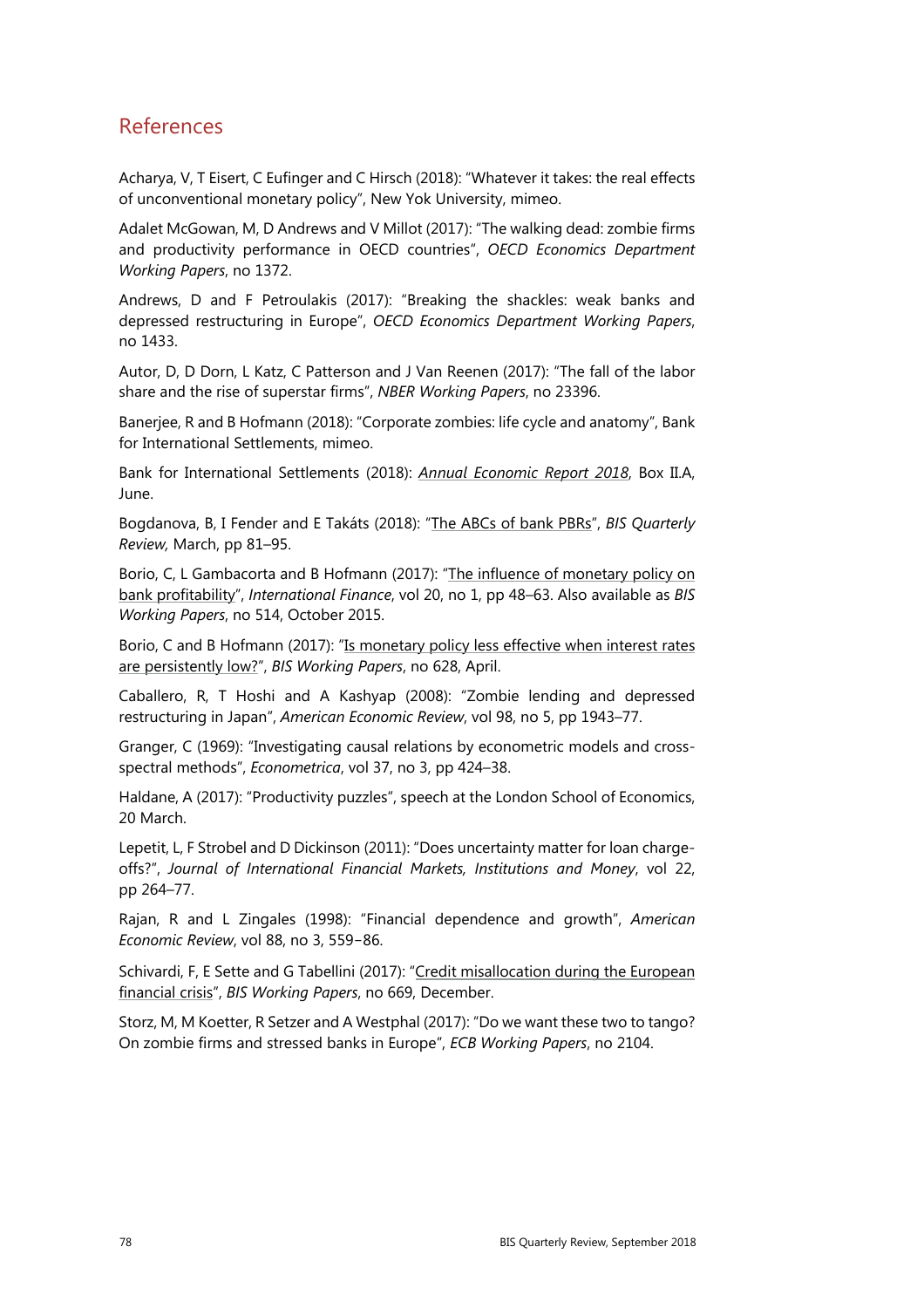## References

Acharya, V, T Eisert, C Eufinger and C Hirsch (2018): "Whatever it takes: the real effects of unconventional monetary policy", New Yok University, mimeo.

Adalet McGowan, M, D Andrews and V Millot (2017): "The walking dead: zombie firms and productivity performance in OECD countries", *OECD Economics Department Working Papers*, no 1372.

Andrews, D and F Petroulakis (2017): "Breaking the shackles: weak banks and depressed restructuring in Europe", *OECD Economics Department Working Papers*, no 1433.

Autor, D, D Dorn, L Katz, C Patterson and J Van Reenen (2017): "The fall of the labor share and the rise of superstar firms", *NBER Working Papers*, no 23396.

Banerjee, R and B Hofmann (2018): "Corporate zombies: life cycle and anatomy", Bank for International Settlements, mimeo.

Bank for International Settlements (2018): *Annual Economic Report 2018*, Box II.A, June.

Bogdanova, B, I Fender and E Takáts (2018): "The ABCs of bank PBRs", *BIS Quarterly Review,* March, pp 81–95.

Borio, C, L Gambacorta and B Hofmann (2017): "The influence of monetary policy on bank profitability", *International Finance*, vol 20, no 1, pp 48–63. Also available as *BIS Working Papers*, no 514, October 2015.

Borio, C and B Hofmann (2017): "Is monetary policy less effective when interest rates are persistently low?", *BIS Working Papers*, no 628, April.

Caballero, R, T Hoshi and A Kashyap (2008): "Zombie lending and depressed restructuring in Japan", *American Economic Review*, vol 98, no 5, pp 1943–77.

Granger, C (1969): "Investigating causal relations by econometric models and cross-spectral methods", *Econometrica*, vol 37, no 3, pp 424–38.

Haldane, A (2017): "Productivity puzzles", speech at the London School of Economics, 20 March.

Lepetit, L, F Strobel and D Dickinson (2011): "Does uncertainty matter for loan charge-offs?", *Journal of International Financial Markets, Institutions and Money*, vol 22, pp 264–77.

Rajan, R and L Zingales (1998): "Financial dependence and growth", *American Economic Review*, vol 88, no 3, 559–86.

Schivardi, F, E Sette and G Tabellini (2017): "Credit misallocation during the European financial crisis", *BIS Working Papers*, no 669, December.

Storz, M, M Koetter, R Setzer and A Westphal (2017): "Do we want these two to tango? On zombie firms and stressed banks in Europe", *ECB Working Papers*, no 2104.